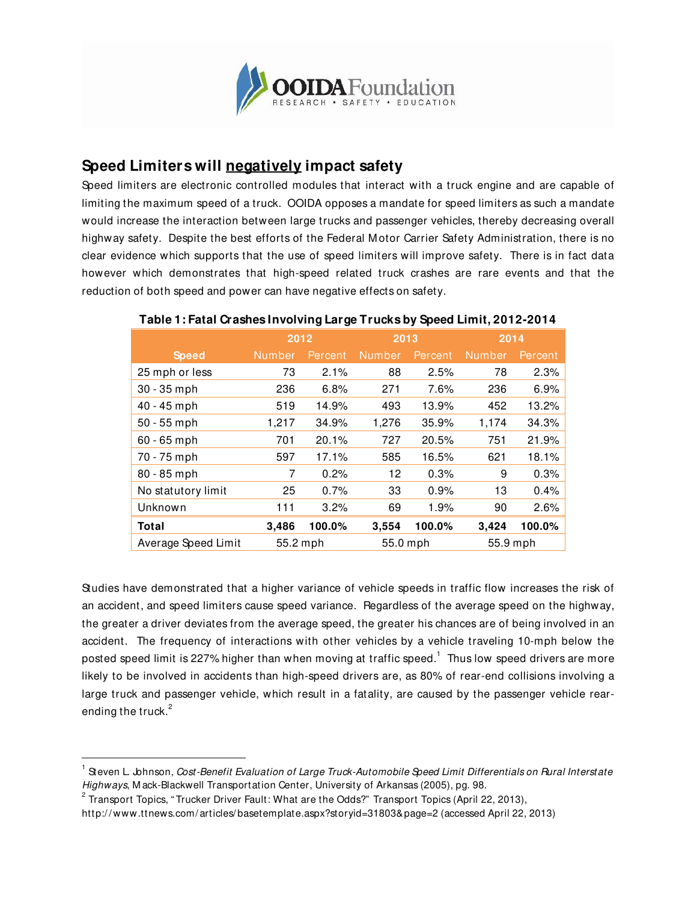**OOIDA Foundation**
RESEARCH • SAFETY • EDUCATION

## Speed Limiters will negatively impact safety

Speed limiters are electronic controlled modules that interact with a truck engine and are capable of limiting the maximum speed of a truck. OOIDA opposes a mandate for speed limiters as such a mandate would increase the interaction between large trucks and passenger vehicles, thereby decreasing overall highway safety. Despite the best efforts of the Federal Motor Carrier Safety Administration, there is no clear evidence which supports that the use of speed limiters will improve safety. There is in fact data however which demonstrates that high-speed related truck crashes are rare events and that the reduction of both speed and power can have negative effects on safety.

**Table 1: Fatal Crashes Involving Large Trucks by Speed Limit, 2012-2014**

| | 2012 | | 2013 | | 2014 | |
|---|---|---|---|---|---|---|
| Speed | Number | Percent | Number | Percent | Number | Percent |
| 25 mph or less | 73 | 2.1% | 88 | 2.5% | 78 | 2.3% |
| 30 - 35 mph | 236 | 6.8% | 271 | 7.6% | 236 | 6.9% |
| 40 - 45 mph | 519 | 14.9% | 493 | 13.9% | 452 | 13.2% |
| 50 - 55 mph | 1,217 | 34.9% | 1,276 | 35.9% | 1,174 | 34.3% |
| 60 - 65 mph | 701 | 20.1% | 727 | 20.5% | 751 | 21.9% |
| 70 - 75 mph | 597 | 17.1% | 585 | 16.5% | 621 | 18.1% |
| 80 - 85 mph | 7 | 0.2% | 12 | 0.3% | 9 | 0.3% |
| No statutory limit | 25 | 0.7% | 33 | 0.9% | 13 | 0.4% |
| Unknown | 111 | 3.2% | 69 | 1.9% | 90 | 2.6% |
| **Total** | **3,486** | **100.0%** | **3,554** | **100.0%** | **3,424** | **100.0%** |
| Average Speed Limit | 55.2 mph | | 55.0 mph | | 55.9 mph | |

Studies have demonstrated that a higher variance of vehicle speeds in traffic flow increases the risk of an accident, and speed limiters cause speed variance. Regardless of the average speed on the highway, the greater a driver deviates from the average speed, the greater his chances are of being involved in an accident. The frequency of interactions with other vehicles by a vehicle traveling 10-mph below the posted speed limit is 227% higher than when moving at traffic speed.[1] Thus low speed drivers are more likely to be involved in accidents than high-speed drivers are, as 80% of rear-end collisions involving a large truck and passenger vehicle, which result in a fatality, are caused by the passenger vehicle rear-ending the truck.[2]

---

[1] Steven L. Johnson, *Cost-Benefit Evaluation of Large Truck-Automobile Speed Limit Differentials on Rural Interstate Highways*, Mack-Blackwell Transportation Center, University of Arkansas (2005), pg. 98.

[2] Transport Topics, "Trucker Driver Fault: What are the Odds?" Transport Topics (April 22, 2013), http://www.ttnews.com/articles/basetemplate.aspx?storyid=31803&page=2 (accessed April 22, 2013)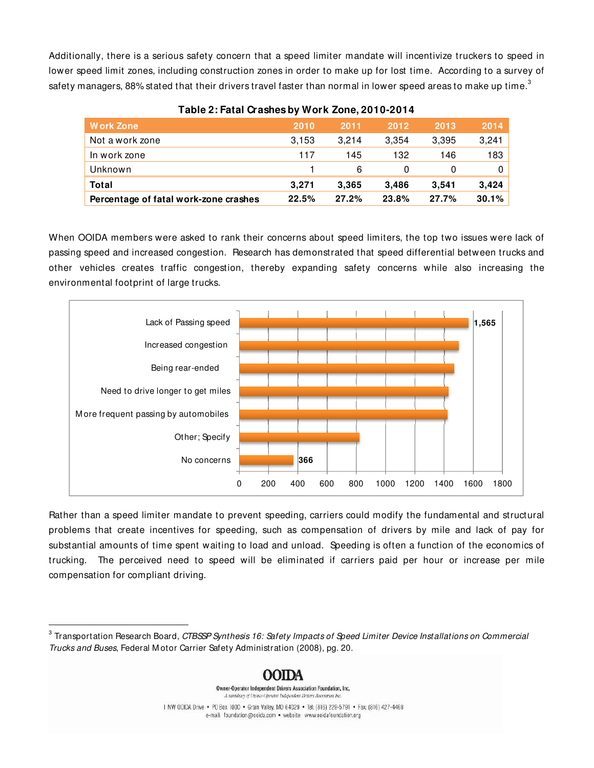Additionally, there is a serious safety concern that a speed limiter mandate will incentivize truckers to speed in lower speed limit zones, including construction zones in order to make up for lost time. According to a survey of safety managers, 88% stated that their drivers travel faster than normal in lower speed areas to make up time.[3]

**Table 2: Fatal Crashes by Work Zone, 2010-2014**

| Work Zone | 2010 | 2011 | 2012 | 2013 | 2014 |
|---|---|---|---|---|---|
| Not a work zone | 3,153 | 3,214 | 3,354 | 3,395 | 3,241 |
| In work zone | 117 | 145 | 132 | 146 | 183 |
| Unknown | 1 | 6 | 0 | 0 | 0 |
| **Total** | **3,271** | **3,365** | **3,486** | **3,541** | **3,424** |
| **Percentage of fatal work-zone crashes** | **22.5%** | **27.2%** | **23.8%** | **27.7%** | **30.1%** |

When OOIDA members were asked to rank their concerns about speed limiters, the top two issues were lack of passing speed and increased congestion. Research has demonstrated that speed differential between trucks and other vehicles creates traffic congestion, thereby expanding safety concerns while also increasing the environmental footprint of large trucks.

Lack of Passing speed
1,565
Increased congestion
Being rear-ended
Need to drive longer to get miles
More frequent passing by automobiles
Other; Specify
No concerns
366
0 200 400 600 800 1000 1200 1400 1600 1800

Rather than a speed limiter mandate to prevent speeding, carriers could modify the fundamental and structural problems that create incentives for speeding, such as compensation of drivers by mile and lack of pay for substantial amounts of time spent waiting to load and unload. Speeding is often a function of the economics of trucking. The perceived need to speed will be eliminated if carriers paid per hour or increase per mile compensation for compliant driving.

[3] Transportation Research Board, *CTBSSP Synthesis 16: Safety Impacts of Speed Limiter Device Installations on Commercial Trucks and Buses*, Federal Motor Carrier Safety Administration (2008), pg. 20.

OOIDA
Owner-Operator Independent Drivers Association Foundation, Inc.
A subsidiary of Owner-Operator Independent Drivers Association Inc.
1 NW OOIDA Drive • PO Box 1000 • Grain Valley, MO 64029 • Tel: (816) 229-5791 • Fax: (816) 427-4468
e-mail: foundation@ooida.com • website: www.ooidafoundation.org